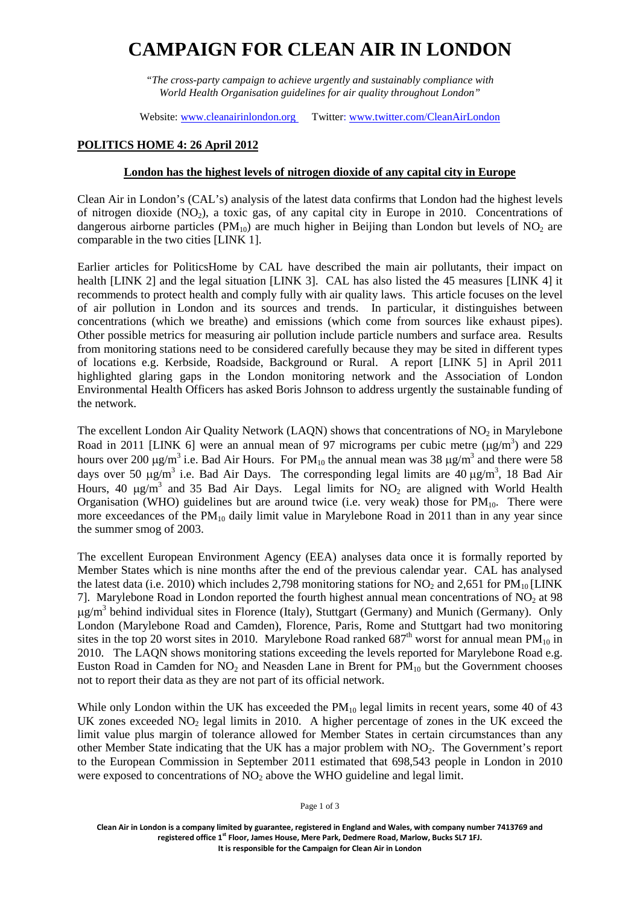# CAMPAIGN FOR CLEAN AIR IN LONDON

*"The cross-party campaign to achieve urgently and sustainably compliance with World Health Organisation guidelines for air quality throughout London"*

Website: www.cleanairinlondon.org     Twitter: www.twitter.com/CleanAirLondon

**POLITICS HOME 4: 26 April 2012**

**London has the highest levels of nitrogen dioxide of any capital city in Europe**

Clean Air in London's (CAL's) analysis of the latest data confirms that London had the highest levels of nitrogen dioxide ($NO_2$), a toxic gas, of any capital city in Europe in 2010. Concentrations of dangerous airborne particles ($PM_{10}$) are much higher in Beijing than London but levels of $NO_2$ are comparable in the two cities [LINK 1].

Earlier articles for PoliticsHome by CAL have described the main air pollutants, their impact on health [LINK 2] and the legal situation [LINK 3]. CAL has also listed the 45 measures [LINK 4] it recommends to protect health and comply fully with air quality laws. This article focuses on the level of air pollution in London and its sources and trends. In particular, it distinguishes between concentrations (which we breathe) and emissions (which come from sources like exhaust pipes). Other possible metrics for measuring air pollution include particle numbers and surface area. Results from monitoring stations need to be considered carefully because they may be sited in different types of locations e.g. Kerbside, Roadside, Background or Rural. A report [LINK 5] in April 2011 highlighted glaring gaps in the London monitoring network and the Association of London Environmental Health Officers has asked Boris Johnson to address urgently the sustainable funding of the network.

The excellent London Air Quality Network (LAQN) shows that concentrations of $NO_2$ in Marylebone Road in 2011 [LINK 6] were an annual mean of 97 micrograms per cubic metre ($\mu g/m^3$) and 229 hours over 200 $\mu g/m^3$ i.e. Bad Air Hours. For $PM_{10}$ the annual mean was 38 $\mu g/m^3$ and there were 58 days over 50 $\mu g/m^3$ i.e. Bad Air Days. The corresponding legal limits are 40 $\mu g/m^3$, 18 Bad Air Hours, 40 $\mu g/m^3$ and 35 Bad Air Days. Legal limits for $NO_2$ are aligned with World Health Organisation (WHO) guidelines but are around twice (i.e. very weak) those for $PM_{10}$. There were more exceedances of the $PM_{10}$ daily limit value in Marylebone Road in 2011 than in any year since the summer smog of 2003.

The excellent European Environment Agency (EEA) analyses data once it is formally reported by Member States which is nine months after the end of the previous calendar year. CAL has analysed the latest data (i.e. 2010) which includes 2,798 monitoring stations for $NO_2$ and 2,651 for $PM_{10}$ [LINK 7]. Marylebone Road in London reported the fourth highest annual mean concentrations of $NO_2$ at 98 $\mu g/m^3$ behind individual sites in Florence (Italy), Stuttgart (Germany) and Munich (Germany). Only London (Marylebone Road and Camden), Florence, Paris, Rome and Stuttgart had two monitoring sites in the top 20 worst sites in 2010. Marylebone Road ranked 687th worst for annual mean $PM_{10}$ in 2010. The LAQN shows monitoring stations exceeding the levels reported for Marylebone Road e.g. Euston Road in Camden for $NO_2$ and Neasden Lane in Brent for $PM_{10}$ but the Government chooses not to report their data as they are not part of its official network.

While only London within the UK has exceeded the $PM_{10}$ legal limits in recent years, some 40 of 43 UK zones exceeded $NO_2$ legal limits in 2010. A higher percentage of zones in the UK exceed the limit value plus margin of tolerance allowed for Member States in certain circumstances than any other Member State indicating that the UK has a major problem with $NO_2$. The Government's report to the European Commission in September 2011 estimated that 698,543 people in London in 2010 were exposed to concentrations of $NO_2$ above the WHO guideline and legal limit.

**Clean Air in London is a company limited by guarantee, registered in England and Wales, with company number 7413769 and registered office 1st Floor, James House, Mere Park, Dedmere Road, Marlow, Bucks SL7 1FJ.**
**It is responsible for the Campaign for Clean Air in London**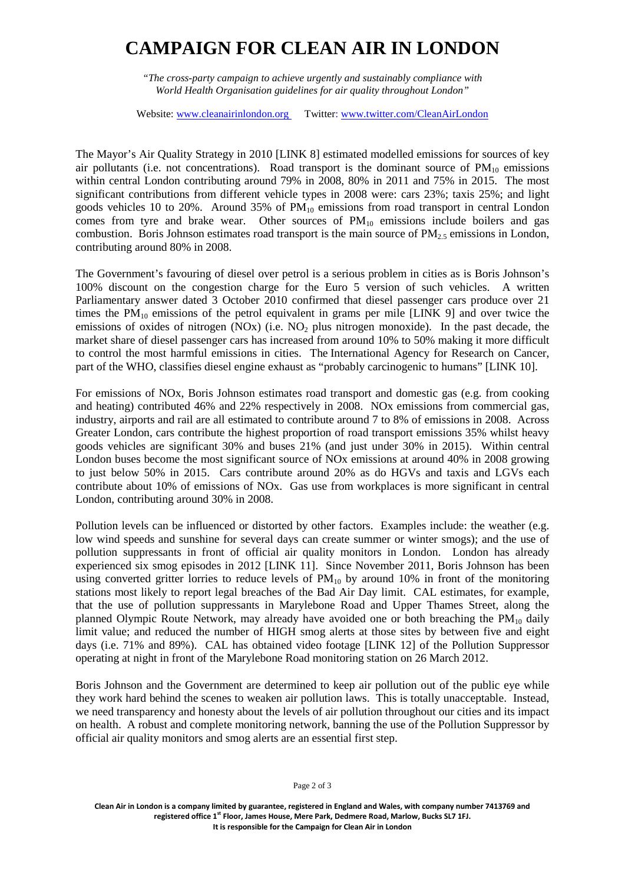# CAMPAIGN FOR CLEAN AIR IN LONDON

*"The cross-party campaign to achieve urgently and sustainably compliance with World Health Organisation guidelines for air quality throughout London"*

Website: www.cleanairinlondon.org Twitter: www.twitter.com/CleanAirLondon

The Mayor's Air Quality Strategy in 2010 [LINK 8] estimated modelled emissions for sources of key air pollutants (i.e. not concentrations). Road transport is the dominant source of $PM_{10}$ emissions within central London contributing around 79% in 2008, 80% in 2011 and 75% in 2015. The most significant contributions from different vehicle types in 2008 were: cars 23%; taxis 25%; and light goods vehicles 10 to 20%. Around 35% of $PM_{10}$ emissions from road transport in central London comes from tyre and brake wear. Other sources of $PM_{10}$ emissions include boilers and gas combustion. Boris Johnson estimates road transport is the main source of $PM_{2.5}$ emissions in London, contributing around 80% in 2008.

The Government's favouring of diesel over petrol is a serious problem in cities as is Boris Johnson's 100% discount on the congestion charge for the Euro 5 version of such vehicles. A written Parliamentary answer dated 3 October 2010 confirmed that diesel passenger cars produce over 21 times the $PM_{10}$ emissions of the petrol equivalent in grams per mile [LINK 9] and over twice the emissions of oxides of nitrogen (NOx) (i.e. $NO_2$ plus nitrogen monoxide). In the past decade, the market share of diesel passenger cars has increased from around 10% to 50% making it more difficult to control the most harmful emissions in cities. The International Agency for Research on Cancer, part of the WHO, classifies diesel engine exhaust as "probably carcinogenic to humans" [LINK 10].

For emissions of NOx, Boris Johnson estimates road transport and domestic gas (e.g. from cooking and heating) contributed 46% and 22% respectively in 2008. NOx emissions from commercial gas, industry, airports and rail are all estimated to contribute around 7 to 8% of emissions in 2008. Across Greater London, cars contribute the highest proportion of road transport emissions 35% whilst heavy goods vehicles are significant 30% and buses 21% (and just under 30% in 2015). Within central London buses become the most significant source of NOx emissions at around 40% in 2008 growing to just below 50% in 2015. Cars contribute around 20% as do HGVs and taxis and LGVs each contribute about 10% of emissions of NOx. Gas use from workplaces is more significant in central London, contributing around 30% in 2008.

Pollution levels can be influenced or distorted by other factors. Examples include: the weather (e.g. low wind speeds and sunshine for several days can create summer or winter smogs); and the use of pollution suppressants in front of official air quality monitors in London. London has already experienced six smog episodes in 2012 [LINK 11]. Since November 2011, Boris Johnson has been using converted gritter lorries to reduce levels of $PM_{10}$ by around 10% in front of the monitoring stations most likely to report legal breaches of the Bad Air Day limit. CAL estimates, for example, that the use of pollution suppressants in Marylebone Road and Upper Thames Street, along the planned Olympic Route Network, may already have avoided one or both breaching the $PM_{10}$ daily limit value; and reduced the number of HIGH smog alerts at those sites by between five and eight days (i.e. 71% and 89%). CAL has obtained video footage [LINK 12] of the Pollution Suppressor operating at night in front of the Marylebone Road monitoring station on 26 March 2012.

Boris Johnson and the Government are determined to keep air pollution out of the public eye while they work hard behind the scenes to weaken air pollution laws. This is totally unacceptable. Instead, we need transparency and honesty about the levels of air pollution throughout our cities and its impact on health. A robust and complete monitoring network, banning the use of the Pollution Suppressor by official air quality monitors and smog alerts are an essential first step.

**Clean Air in London is a company limited by guarantee, registered in England and Wales, with company number 7413769 and registered office 1st Floor, James House, Mere Park, Dedmere Road, Marlow, Bucks SL7 1FJ. It is responsible for the Campaign for Clean Air in London**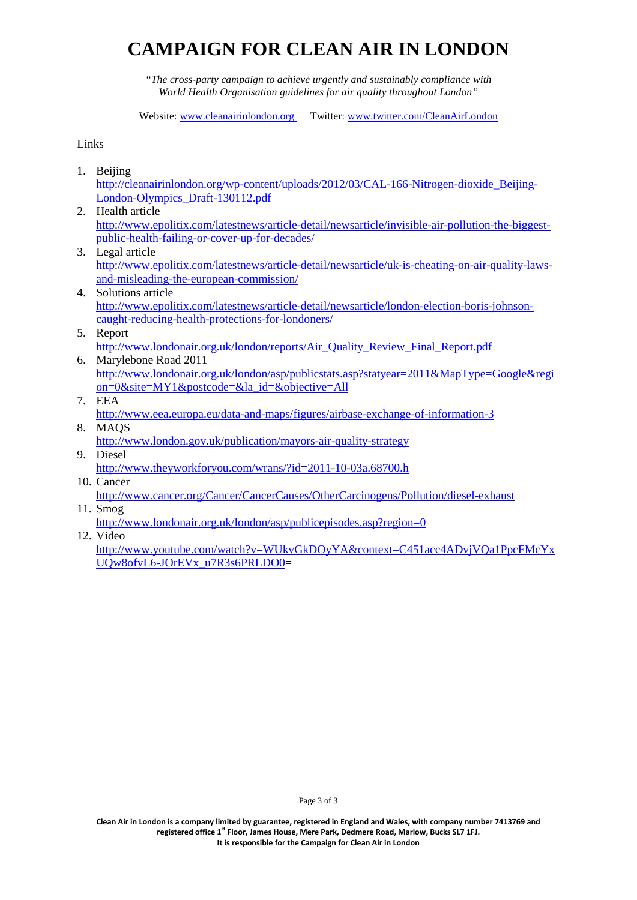# CAMPAIGN FOR CLEAN AIR IN LONDON

*"The cross-party campaign to achieve urgently and sustainably compliance with World Health Organisation guidelines for air quality throughout London"*

Website: www.cleanairinlondon.org Twitter: www.twitter.com/CleanAirLondon

Links

1. Beijing
   http://cleanairinlondon.org/wp-content/uploads/2012/03/CAL-166-Nitrogen-dioxide_Beijing-London-Olympics_Draft-130112.pdf
2. Health article
   http://www.epolitix.com/latestnews/article-detail/newsarticle/invisible-air-pollution-the-biggest-public-health-failing-or-cover-up-for-decades/
3. Legal article
   http://www.epolitix.com/latestnews/article-detail/newsarticle/uk-is-cheating-on-air-quality-laws-and-misleading-the-european-commission/
4. Solutions article
   http://www.epolitix.com/latestnews/article-detail/newsarticle/london-election-boris-johnson-caught-reducing-health-protections-for-londoners/
5. Report
   http://www.londonair.org.uk/london/reports/Air_Quality_Review_Final_Report.pdf
6. Marylebone Road 2011
   http://www.londonair.org.uk/london/asp/publicstats.asp?statyear=2011&MapType=Google&region=0&site=MY1&postcode=&la_id=&objective=All
7. EEA
   http://www.eea.europa.eu/data-and-maps/figures/airbase-exchange-of-information-3
8. MAQS
   http://www.london.gov.uk/publication/mayors-air-quality-strategy
9. Diesel
   http://www.theyworkforyou.com/wrans/?id=2011-10-03a.68700.h
10. Cancer
    http://www.cancer.org/Cancer/CancerCauses/OtherCarcinogens/Pollution/diesel-exhaust
11. Smog
    http://www.londonair.org.uk/london/asp/publicepisodes.asp?region=0
12. Video
    http://www.youtube.com/watch?v=WUkvGkDOyYA&context=C451acc4ADvjVQa1PpcFMcYxUQw8ofyL6-JOrEVx_u7R3s6PRLDO0=

**Clean Air in London is a company limited by guarantee, registered in England and Wales, with company number 7413769 and registered office 1st Floor, James House, Mere Park, Dedmere Road, Marlow, Bucks SL7 1FJ.**
**It is responsible for the Campaign for Clean Air in London**